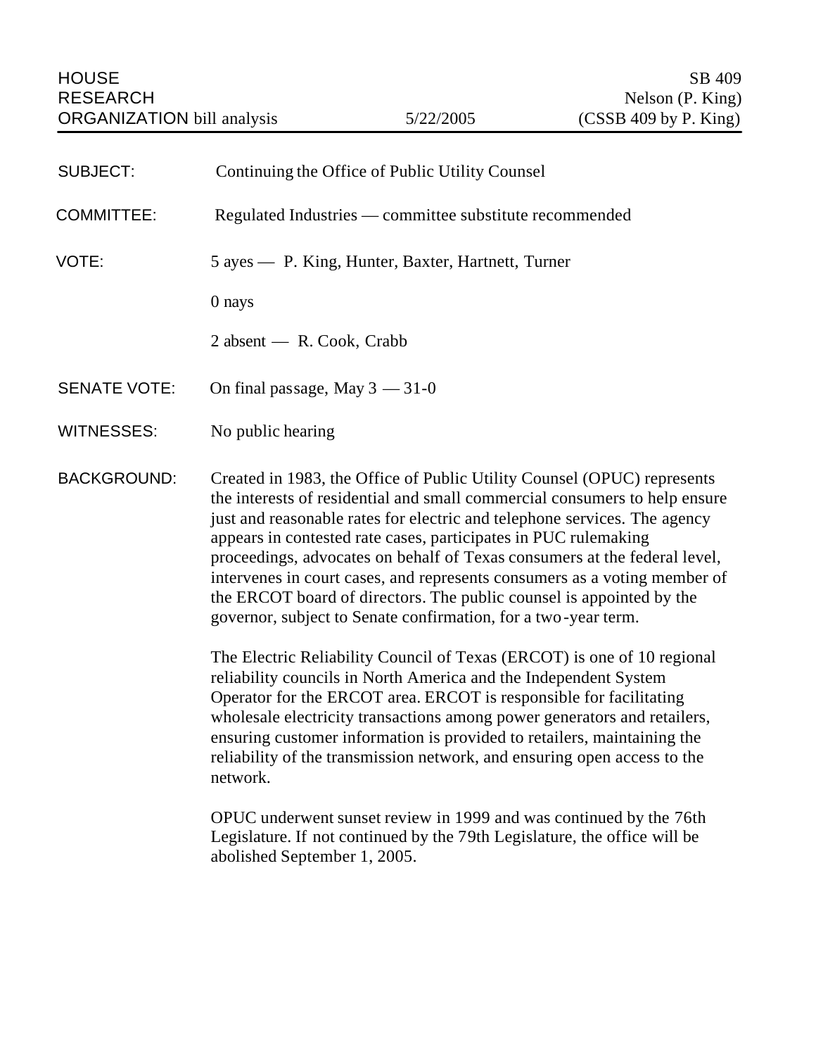HOUSE RESEARCH ORGANIZATION bill analysis — 5/22/2005 — SB 409 Nelson (P. King) (CSSB 409 by P. King)

**SUBJECT:** Continuing the Office of Public Utility Counsel

**COMMITTEE:** Regulated Industries — committee substitute recommended

**VOTE:** 5 ayes — P. King, Hunter, Baxter, Hartnett, Turner

0 nays

2 absent — R. Cook, Crabb

**SENATE VOTE:** On final passage, May 3 — 31-0

**WITNESSES:** No public hearing

**BACKGROUND:** Created in 1983, the Office of Public Utility Counsel (OPUC) represents the interests of residential and small commercial consumers to help ensure just and reasonable rates for electric and telephone services. The agency appears in contested rate cases, participates in PUC rulemaking proceedings, advocates on behalf of Texas consumers at the federal level, intervenes in court cases, and represents consumers as a voting member of the ERCOT board of directors. The public counsel is appointed by the governor, subject to Senate confirmation, for a two-year term.

The Electric Reliability Council of Texas (ERCOT) is one of 10 regional reliability councils in North America and the Independent System Operator for the ERCOT area. ERCOT is responsible for facilitating wholesale electricity transactions among power generators and retailers, ensuring customer information is provided to retailers, maintaining the reliability of the transmission network, and ensuring open access to the network.

OPUC underwent sunset review in 1999 and was continued by the 76th Legislature. If not continued by the 79th Legislature, the office will be abolished September 1, 2005.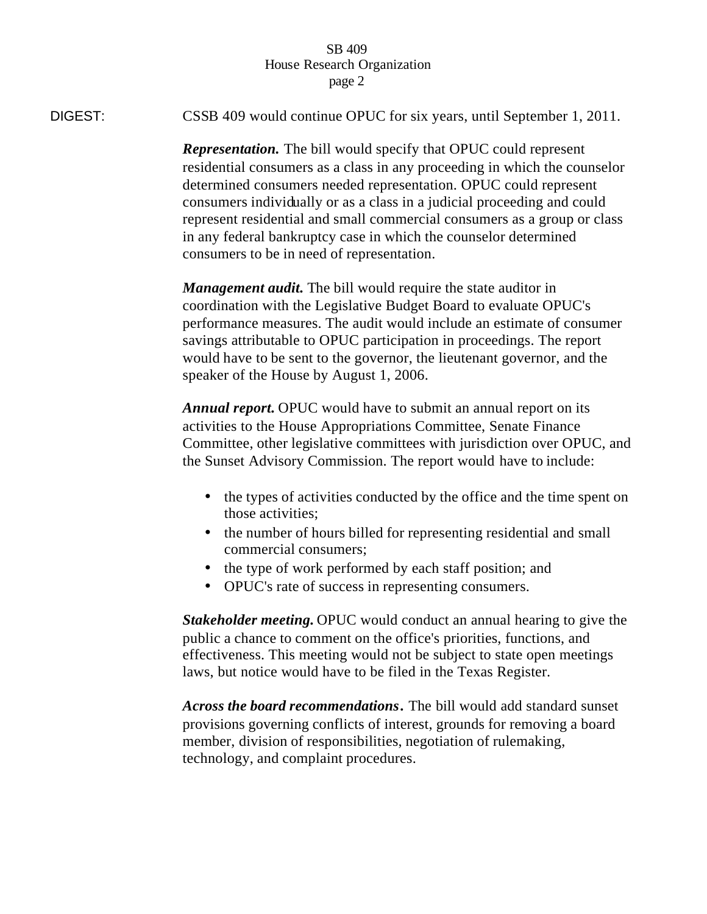DIGEST: CSSB 409 would continue OPUC for six years, until September 1, 2011.

***Representation.*** The bill would specify that OPUC could represent residential consumers as a class in any proceeding in which the counselor determined consumers needed representation. OPUC could represent consumers individually or as a class in a judicial proceeding and could represent residential and small commercial consumers as a group or class in any federal bankruptcy case in which the counselor determined consumers to be in need of representation.

***Management audit.*** The bill would require the state auditor in coordination with the Legislative Budget Board to evaluate OPUC's performance measures. The audit would include an estimate of consumer savings attributable to OPUC participation in proceedings. The report would have to be sent to the governor, the lieutenant governor, and the speaker of the House by August 1, 2006.

***Annual report.*** OPUC would have to submit an annual report on its activities to the House Appropriations Committee, Senate Finance Committee, other legislative committees with jurisdiction over OPUC, and the Sunset Advisory Commission. The report would have to include:

- the types of activities conducted by the office and the time spent on those activities;
- the number of hours billed for representing residential and small commercial consumers;
- the type of work performed by each staff position; and
- OPUC's rate of success in representing consumers.

***Stakeholder meeting.*** OPUC would conduct an annual hearing to give the public a chance to comment on the office's priorities, functions, and effectiveness. This meeting would not be subject to state open meetings laws, but notice would have to be filed in the Texas Register.

***Across the board recommendations.*** The bill would add standard sunset provisions governing conflicts of interest, grounds for removing a board member, division of responsibilities, negotiation of rulemaking, technology, and complaint procedures.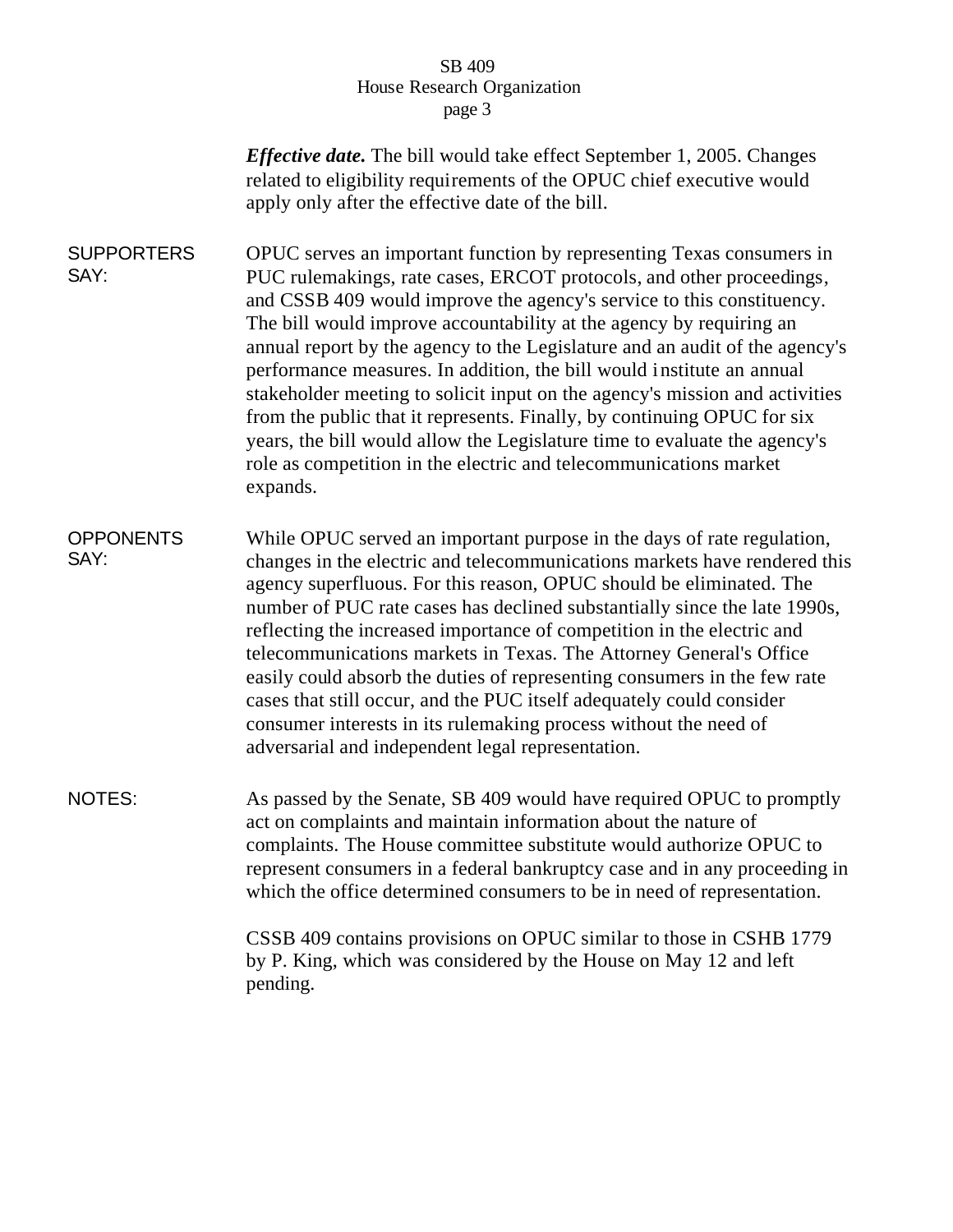***Effective date.*** The bill would take effect September 1, 2005. Changes related to eligibility requirements of the OPUC chief executive would apply only after the effective date of the bill.

**SUPPORTERS SAY:**

OPUC serves an important function by representing Texas consumers in PUC rulemakings, rate cases, ERCOT protocols, and other proceedings, and CSSB 409 would improve the agency's service to this constituency. The bill would improve accountability at the agency by requiring an annual report by the agency to the Legislature and an audit of the agency's performance measures. In addition, the bill would institute an annual stakeholder meeting to solicit input on the agency's mission and activities from the public that it represents. Finally, by continuing OPUC for six years, the bill would allow the Legislature time to evaluate the agency's role as competition in the electric and telecommunications market expands.

**OPPONENTS SAY:**

While OPUC served an important purpose in the days of rate regulation, changes in the electric and telecommunications markets have rendered this agency superfluous. For this reason, OPUC should be eliminated. The number of PUC rate cases has declined substantially since the late 1990s, reflecting the increased importance of competition in the electric and telecommunications markets in Texas. The Attorney General's Office easily could absorb the duties of representing consumers in the few rate cases that still occur, and the PUC itself adequately could consider consumer interests in its rulemaking process without the need of adversarial and independent legal representation.

**NOTES:**

As passed by the Senate, SB 409 would have required OPUC to promptly act on complaints and maintain information about the nature of complaints. The House committee substitute would authorize OPUC to represent consumers in a federal bankruptcy case and in any proceeding in which the office determined consumers to be in need of representation.

CSSB 409 contains provisions on OPUC similar to those in CSHB 1779 by P. King, which was considered by the House on May 12 and left pending.